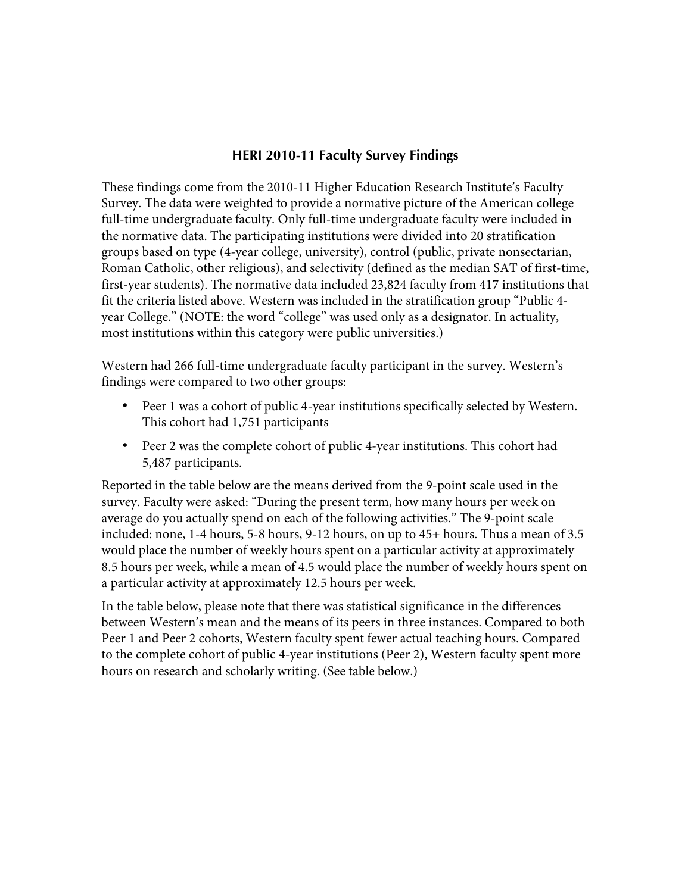## HERI 2010-11 Faculty Survey Findings

These findings come from the 2010-11 Higher Education Research Institute's Faculty Survey. The data were weighted to provide a normative picture of the American college full-time undergraduate faculty. Only full-time undergraduate faculty were included in the normative data. The participating institutions were divided into 20 stratification groups based on type (4-year college, university), control (public, private nonsectarian, Roman Catholic, other religious), and selectivity (defined as the median SAT of first-time, first-year students). The normative data included 23,824 faculty from 417 institutions that fit the criteria listed above. Western was included in the stratification group "Public 4-year College." (NOTE: the word "college" was used only as a designator. In actuality, most institutions within this category were public universities.)

Western had 266 full-time undergraduate faculty participant in the survey. Western's findings were compared to two other groups:

- Peer 1 was a cohort of public 4-year institutions specifically selected by Western. This cohort had 1,751 participants
- Peer 2 was the complete cohort of public 4-year institutions. This cohort had 5,487 participants.

Reported in the table below are the means derived from the 9-point scale used in the survey. Faculty were asked: "During the present term, how many hours per week on average do you actually spend on each of the following activities." The 9-point scale included: none, 1-4 hours, 5-8 hours, 9-12 hours, on up to 45+ hours. Thus a mean of 3.5 would place the number of weekly hours spent on a particular activity at approximately 8.5 hours per week, while a mean of 4.5 would place the number of weekly hours spent on a particular activity at approximately 12.5 hours per week.

In the table below, please note that there was statistical significance in the differences between Western's mean and the means of its peers in three instances. Compared to both Peer 1 and Peer 2 cohorts, Western faculty spent fewer actual teaching hours. Compared to the complete cohort of public 4-year institutions (Peer 2), Western faculty spent more hours on research and scholarly writing. (See table below.)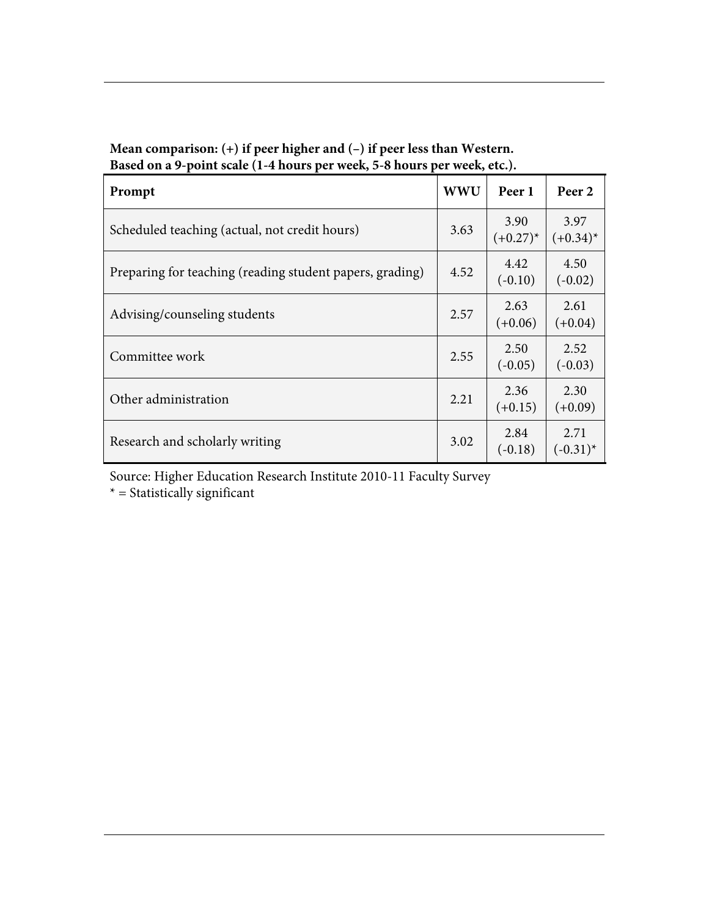**Mean comparison: (+) if peer higher and (–) if peer less than Western.**
**Based on a 9-point scale (1-4 hours per week, 5-8 hours per week, etc.).**

| Prompt | WWU | Peer 1 | Peer 2 |
|---|---|---|---|
| Scheduled teaching (actual, not credit hours) | 3.63 | 3.90 (+0.27)* | 3.97 (+0.34)* |
| Preparing for teaching (reading student papers, grading) | 4.52 | 4.42 (-0.10) | 4.50 (-0.02) |
| Advising/counseling students | 2.57 | 2.63 (+0.06) | 2.61 (+0.04) |
| Committee work | 2.55 | 2.50 (-0.05) | 2.52 (-0.03) |
| Other administration | 2.21 | 2.36 (+0.15) | 2.30 (+0.09) |
| Research and scholarly writing | 3.02 | 2.84 (-0.18) | 2.71 (-0.31)* |

Source: Higher Education Research Institute 2010-11 Faculty Survey
* = Statistically significant